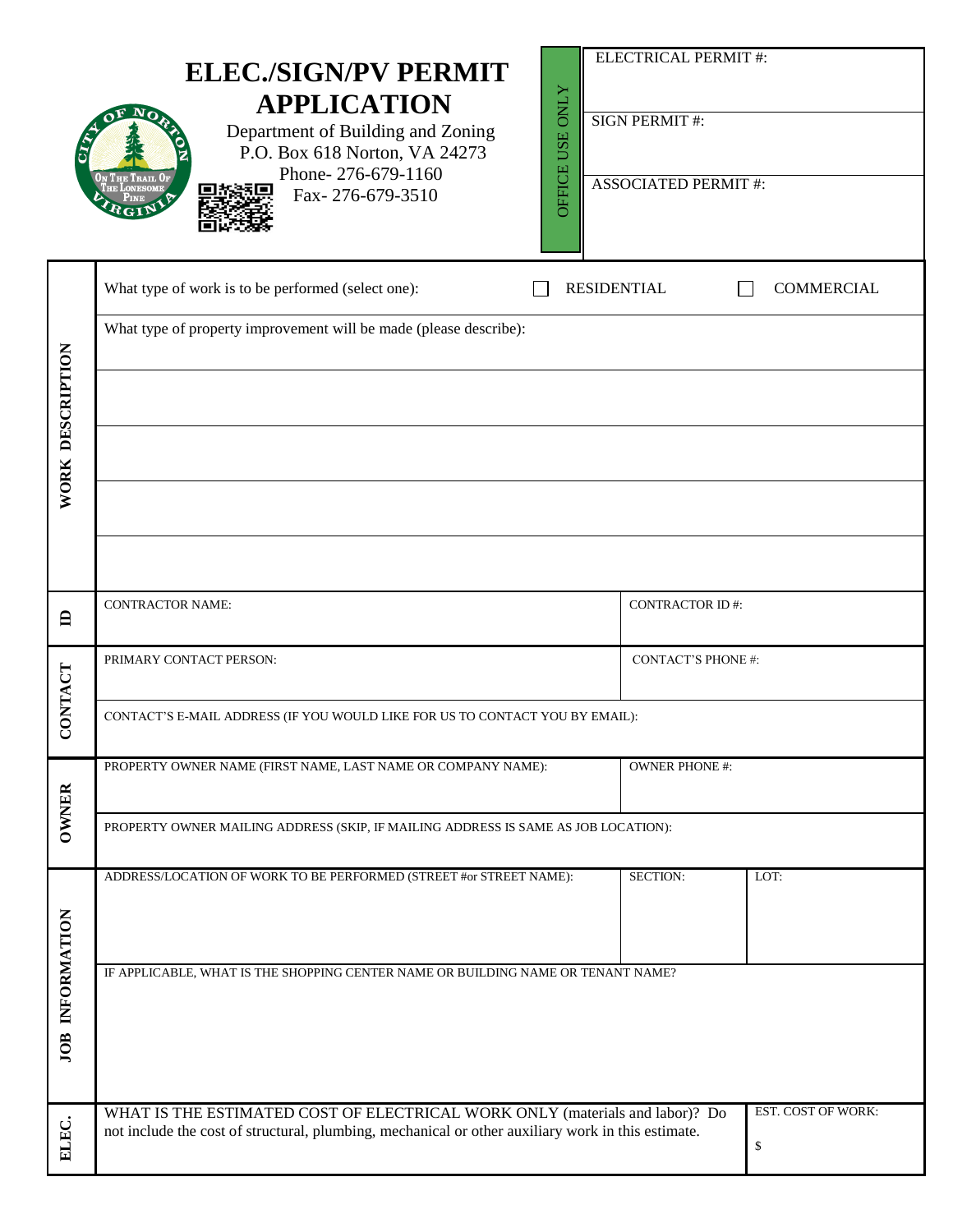# ELEC./SIGN/PV PERMIT APPLICATION

Department of Building and Zoning
P.O. Box 618 Norton, VA 24273
Phone- 276-679-1160
Fax- 276-679-3510

| OFFICE USE ONLY | |
|---|---|
| ELECTRICAL PERMIT #: | |
| SIGN PERMIT #: | |
| ASSOCIATED PERMIT #: | |

## WORK DESCRIPTION

What type of work is to be performed (select one): ☐ RESIDENTIAL ☐ COMMERCIAL

What type of property improvement will be made (please describe):

## ID

| CONTRACTOR NAME: | CONTRACTOR ID #: |
|---|---|
| | |

## CONTACT

| PRIMARY CONTACT PERSON: | CONTACT'S PHONE #: |
|---|---|
| | |

CONTACT'S E-MAIL ADDRESS (IF YOU WOULD LIKE FOR US TO CONTACT YOU BY EMAIL):

## OWNER

| PROPERTY OWNER NAME (FIRST NAME, LAST NAME OR COMPANY NAME): | OWNER PHONE #: |
|---|---|
| | |

PROPERTY OWNER MAILING ADDRESS (SKIP, IF MAILING ADDRESS IS SAME AS JOB LOCATION):

## JOB INFORMATION

| ADDRESS/LOCATION OF WORK TO BE PERFORMED (STREET #or STREET NAME): | SECTION: | LOT: |
|---|---|---|
| | | |

IF APPLICABLE, WHAT IS THE SHOPPING CENTER NAME OR BUILDING NAME OR TENANT NAME?

## ELEC.

| WHAT IS THE ESTIMATED COST OF ELECTRICAL WORK ONLY (materials and labor)? Do not include the cost of structural, plumbing, mechanical or other auxiliary work in this estimate. | EST. COST OF WORK: $ |
|---|---|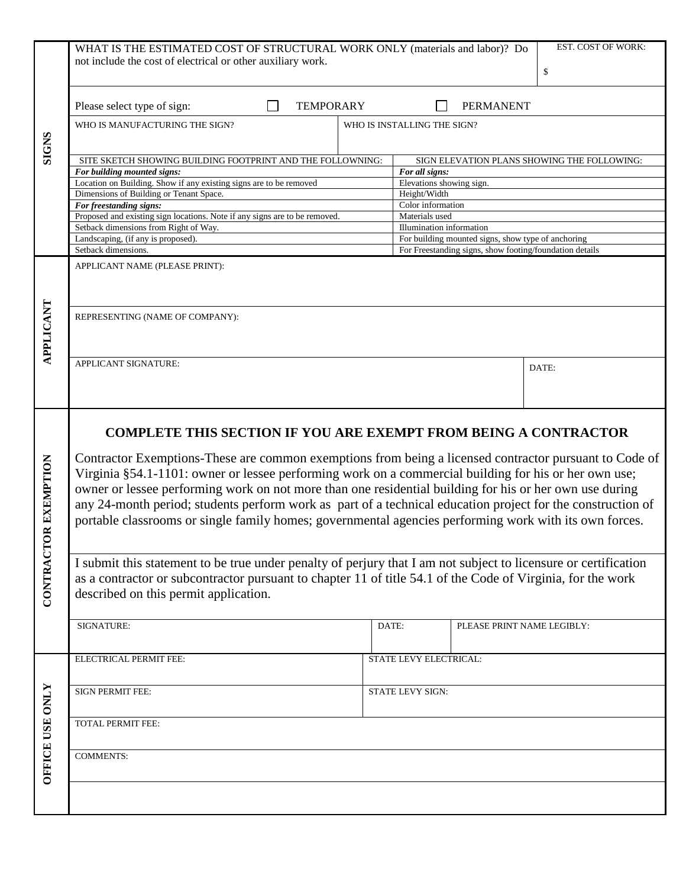## SIGNS

| | |
|---|---|
| WHAT IS THE ESTIMATED COST OF STRUCTURAL WORK ONLY (materials and labor)? Do not include the cost of electrical or other auxiliary work. | EST. COST OF WORK: $ |

Please select type of sign: ☐ TEMPORARY ☐ PERMANENT

| | |
|---|---|
| WHO IS MANUFACTURING THE SIGN? | WHO IS INSTALLING THE SIGN? |

| SITE SKETCH SHOWING BUILDING FOOTPRINT AND THE FOLLOWNING: | SIGN ELEVATION PLANS SHOWING THE FOLLOWING: |
|---|---|
| ***For building mounted signs:*** | ***For all signs:*** |
| Location on Building. Show if any existing signs are to be removed | Elevations showing sign. |
| Dimensions of Building or Tenant Space. | Height/Width |
| ***For freestanding signs:*** | Color information |
| Proposed and existing sign locations. Note if any signs are to be removed. | Materials used |
| Setback dimensions from Right of Way. | Illumination information |
| Landscaping, (if any is proposed). | For building mounted signs, show type of anchoring |
| Setback dimensions. | For Freestanding signs, show footing/foundation details |

## APPLICANT

| | |
|---|---|
| APPLICANT NAME (PLEASE PRINT): | |
| REPRESENTING (NAME OF COMPANY): | |
| APPLICANT SIGNATURE: | DATE: |

## CONTRACTOR EXEMPTION

### COMPLETE THIS SECTION IF YOU ARE EXEMPT FROM BEING A CONTRACTOR

Contractor Exemptions-These are common exemptions from being a licensed contractor pursuant to Code of Virginia §54.1-1101: owner or lessee performing work on a commercial building for his or her own use; owner or lessee performing work on not more than one residential building for his or her own use during any 24-month period; students perform work as part of a technical education project for the construction of portable classrooms or single family homes; governmental agencies performing work with its own forces.

I submit this statement to be true under penalty of perjury that I am not subject to licensure or certification as a contractor or subcontractor pursuant to chapter 11 of title 54.1 of the Code of Virginia, for the work described on this permit application.

| SIGNATURE: | DATE: | PLEASE PRINT NAME LEGIBLY: |
|---|---|---|

## OFFICE USE ONLY

| | |
|---|---|
| ELECTRICAL PERMIT FEE: | STATE LEVY ELECTRICAL: |
| SIGN PERMIT FEE: | STATE LEVY SIGN: |
| TOTAL PERMIT FEE: | |
| COMMENTS: | |